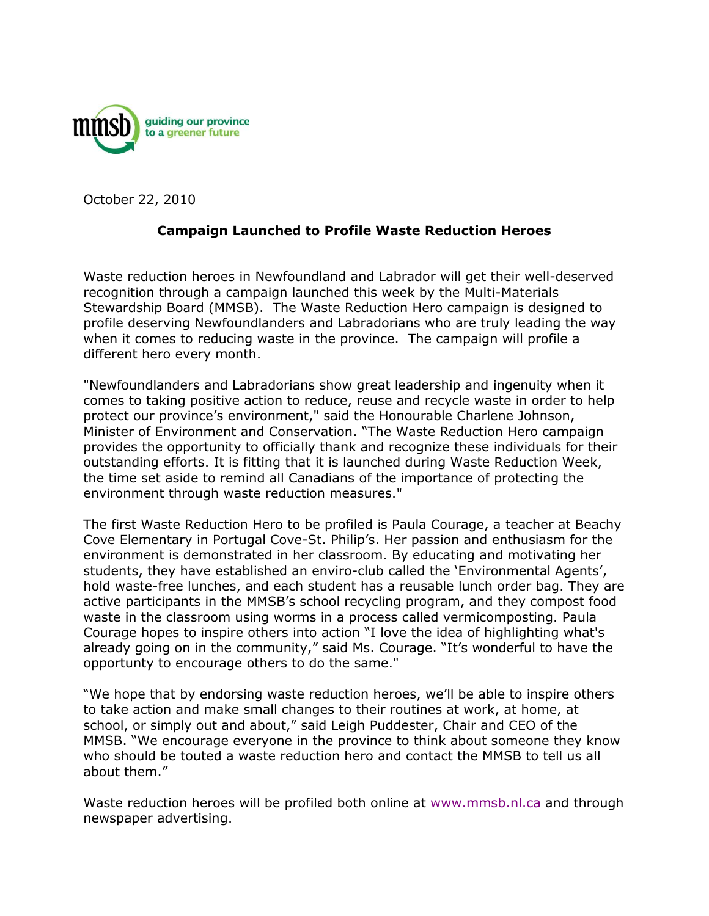mmsb guiding our province to a greener future

October 22, 2010

**Campaign Launched to Profile Waste Reduction Heroes**

Waste reduction heroes in Newfoundland and Labrador will get their well-deserved recognition through a campaign launched this week by the Multi-Materials Stewardship Board (MMSB). The Waste Reduction Hero campaign is designed to profile deserving Newfoundlanders and Labradorians who are truly leading the way when it comes to reducing waste in the province. The campaign will profile a different hero every month.

"Newfoundlanders and Labradorians show great leadership and ingenuity when it comes to taking positive action to reduce, reuse and recycle waste in order to help protect our province's environment," said the Honourable Charlene Johnson, Minister of Environment and Conservation. "The Waste Reduction Hero campaign provides the opportunity to officially thank and recognize these individuals for their outstanding efforts. It is fitting that it is launched during Waste Reduction Week, the time set aside to remind all Canadians of the importance of protecting the environment through waste reduction measures."

The first Waste Reduction Hero to be profiled is Paula Courage, a teacher at Beachy Cove Elementary in Portugal Cove-St. Philip's. Her passion and enthusiasm for the environment is demonstrated in her classroom. By educating and motivating her students, they have established an enviro-club called the 'Environmental Agents', hold waste-free lunches, and each student has a reusable lunch order bag. They are active participants in the MMSB's school recycling program, and they compost food waste in the classroom using worms in a process called vermicomposting. Paula Courage hopes to inspire others into action "I love the idea of highlighting what's already going on in the community," said Ms. Courage. "It's wonderful to have the opportunty to encourage others to do the same."

"We hope that by endorsing waste reduction heroes, we'll be able to inspire others to take action and make small changes to their routines at work, at home, at school, or simply out and about," said Leigh Puddester, Chair and CEO of the MMSB. "We encourage everyone in the province to think about someone they know who should be touted a waste reduction hero and contact the MMSB to tell us all about them."

Waste reduction heroes will be profiled both online at [www.mmsb.nl.ca](http://www.mmsb.nl.ca) and through newspaper advertising.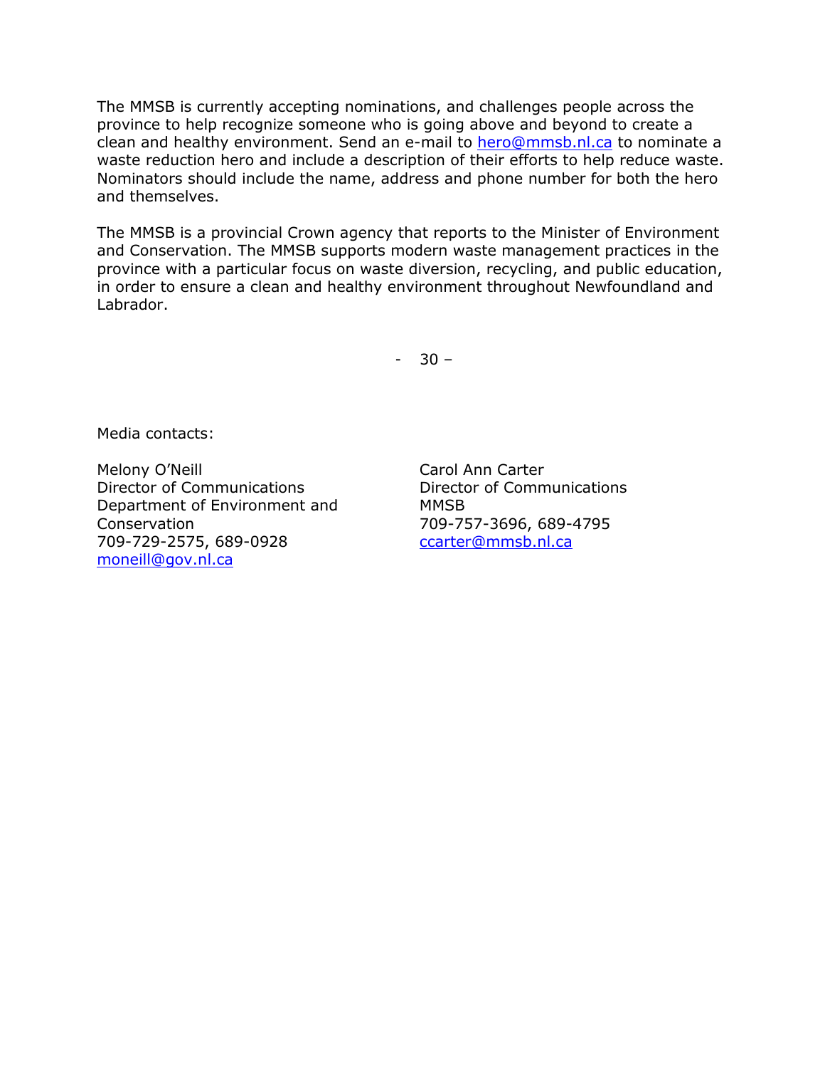The MMSB is currently accepting nominations, and challenges people across the province to help recognize someone who is going above and beyond to create a clean and healthy environment. Send an e-mail to hero@mmsb.nl.ca to nominate a waste reduction hero and include a description of their efforts to help reduce waste. Nominators should include the name, address and phone number for both the hero and themselves.

The MMSB is a provincial Crown agency that reports to the Minister of Environment and Conservation. The MMSB supports modern waste management practices in the province with a particular focus on waste diversion, recycling, and public education, in order to ensure a clean and healthy environment throughout Newfoundland and Labrador.

- 30 –

Media contacts:

Melony O'Neill
Director of Communications
Department of Environment and Conservation
709-729-2575, 689-0928
moneill@gov.nl.ca

Carol Ann Carter
Director of Communications
MMSB
709-757-3696, 689-4795
ccarter@mmsb.nl.ca